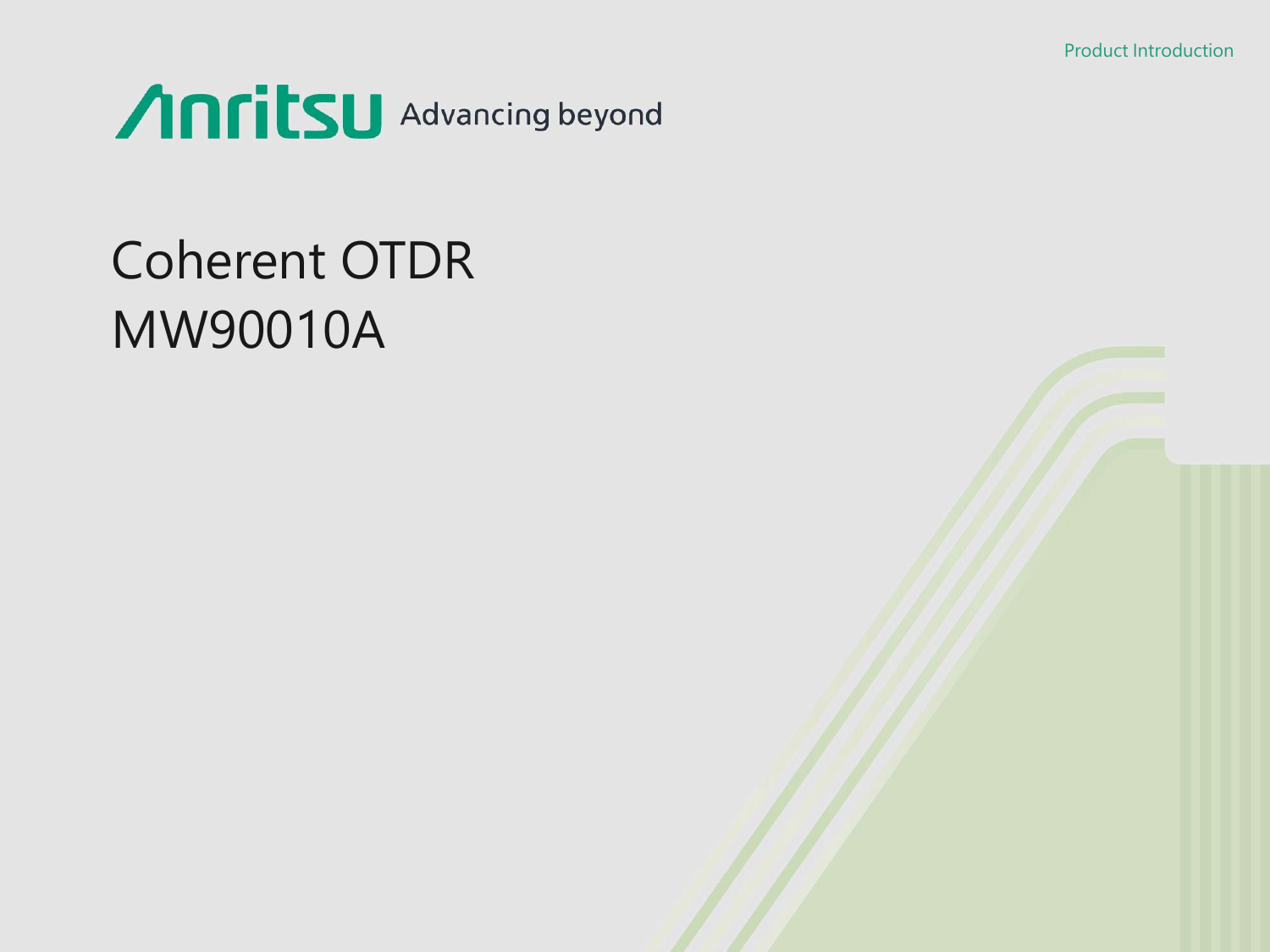Product Introduction

Anritsu Advancing beyond

# Coherent OTDR
# MW90010A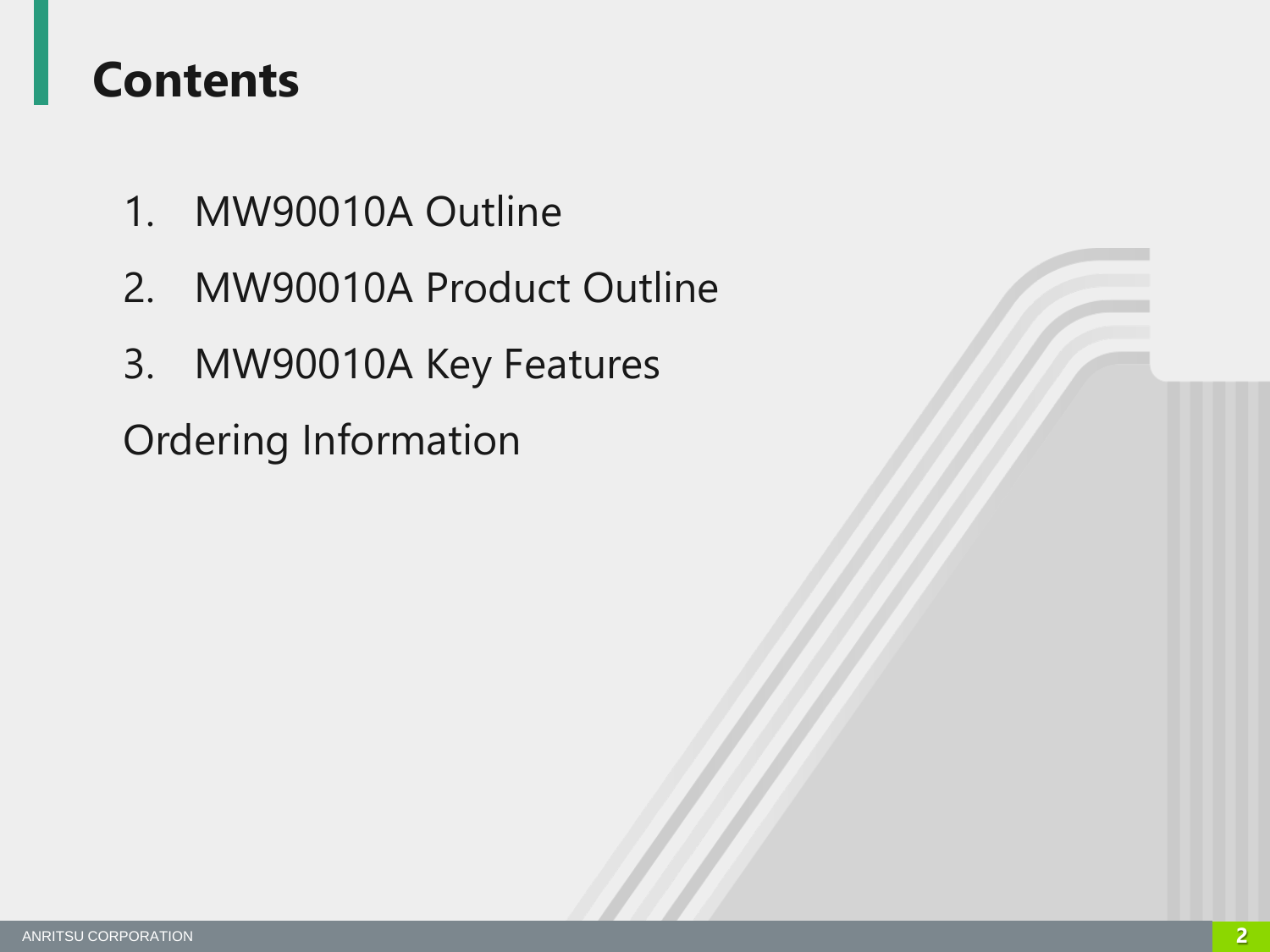# Contents

1. MW90010A Outline
2. MW90010A Product Outline
3. MW90010A Key Features

Ordering Information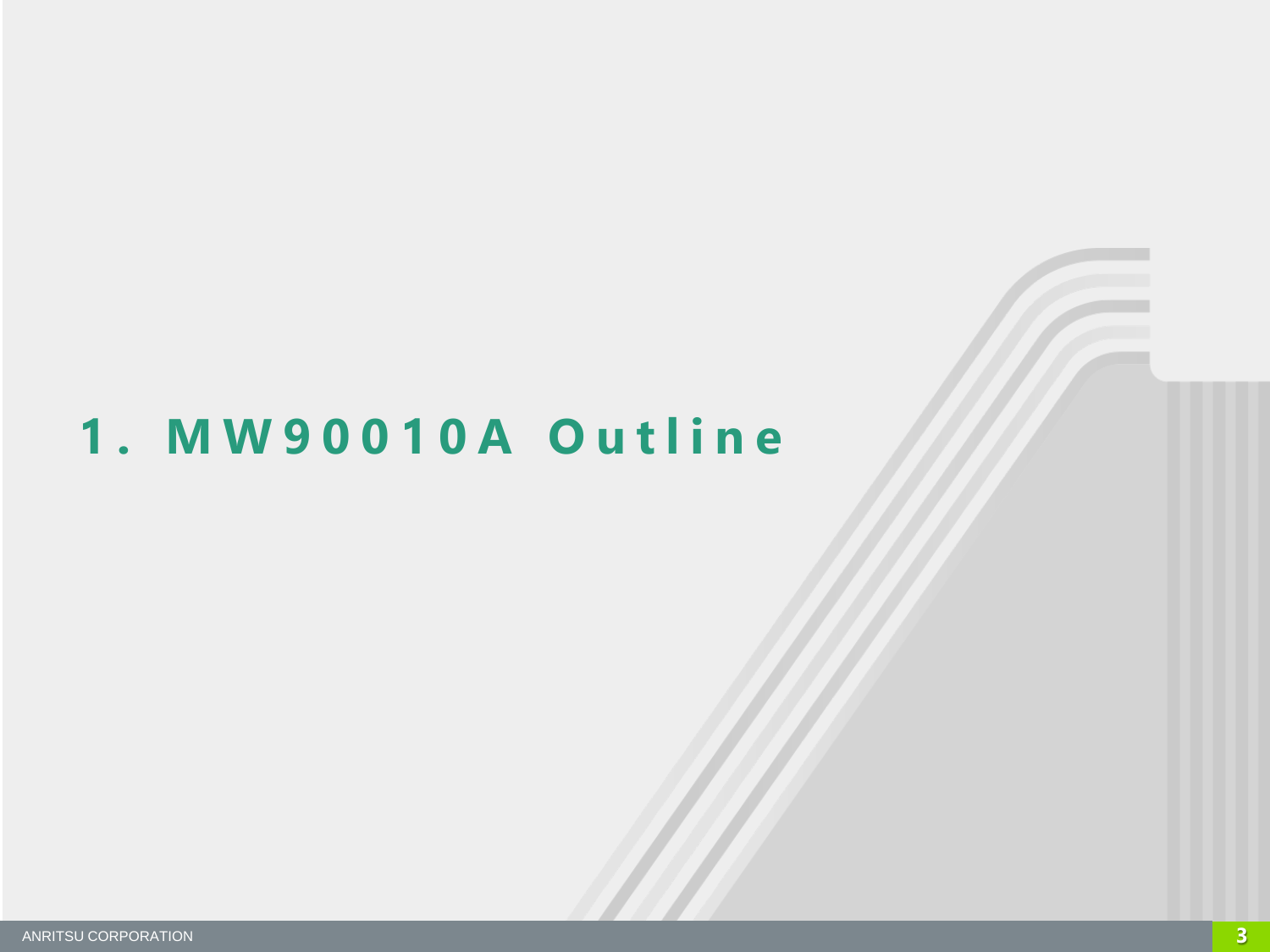# 1. MW90010A Outline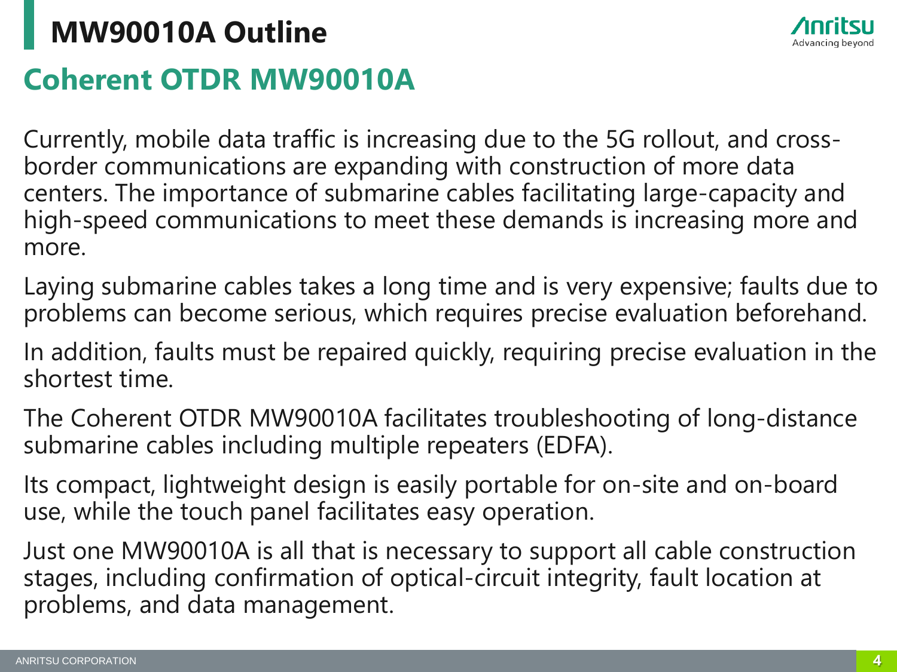# MW90010A Outline

## Coherent OTDR MW90010A

Currently, mobile data traffic is increasing due to the 5G rollout, and cross-border communications are expanding with construction of more data centers. The importance of submarine cables facilitating large-capacity and high-speed communications to meet these demands is increasing more and more.

Laying submarine cables takes a long time and is very expensive; faults due to problems can become serious, which requires precise evaluation beforehand.

In addition, faults must be repaired quickly, requiring precise evaluation in the shortest time.

The Coherent OTDR MW90010A facilitates troubleshooting of long-distance submarine cables including multiple repeaters (EDFA).

Its compact, lightweight design is easily portable for on-site and on-board use, while the touch panel facilitates easy operation.

Just one MW90010A is all that is necessary to support all cable construction stages, including confirmation of optical-circuit integrity, fault location at problems, and data management.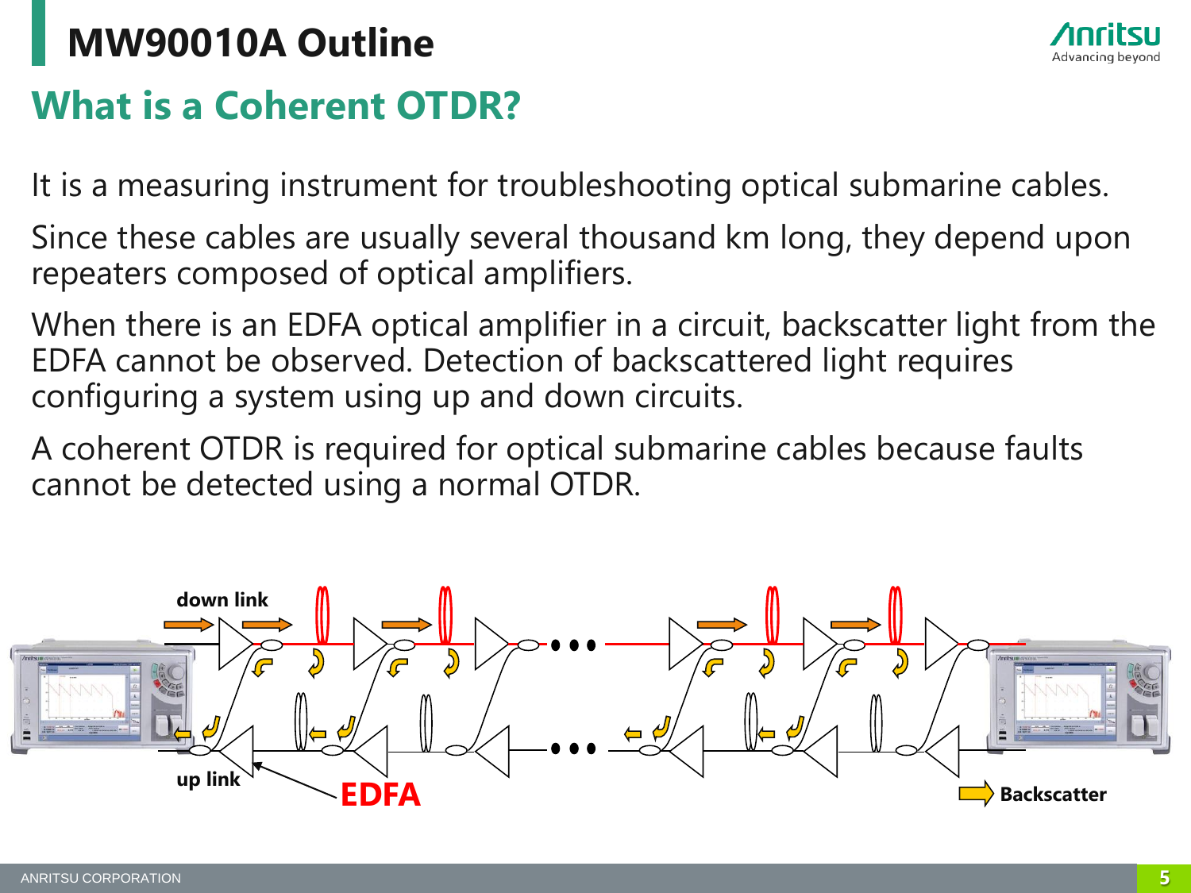# MW90010A Outline

## What is a Coherent OTDR?

It is a measuring instrument for troubleshooting optical submarine cables.

Since these cables are usually several thousand km long, they depend upon repeaters composed of optical amplifiers.

When there is an EDFA optical amplifier in a circuit, backscatter light from the EDFA cannot be observed. Detection of backscattered light requires configuring a system using up and down circuits.

A coherent OTDR is required for optical submarine cables because faults cannot be detected using a normal OTDR.

down link

up link

EDFA

Backscatter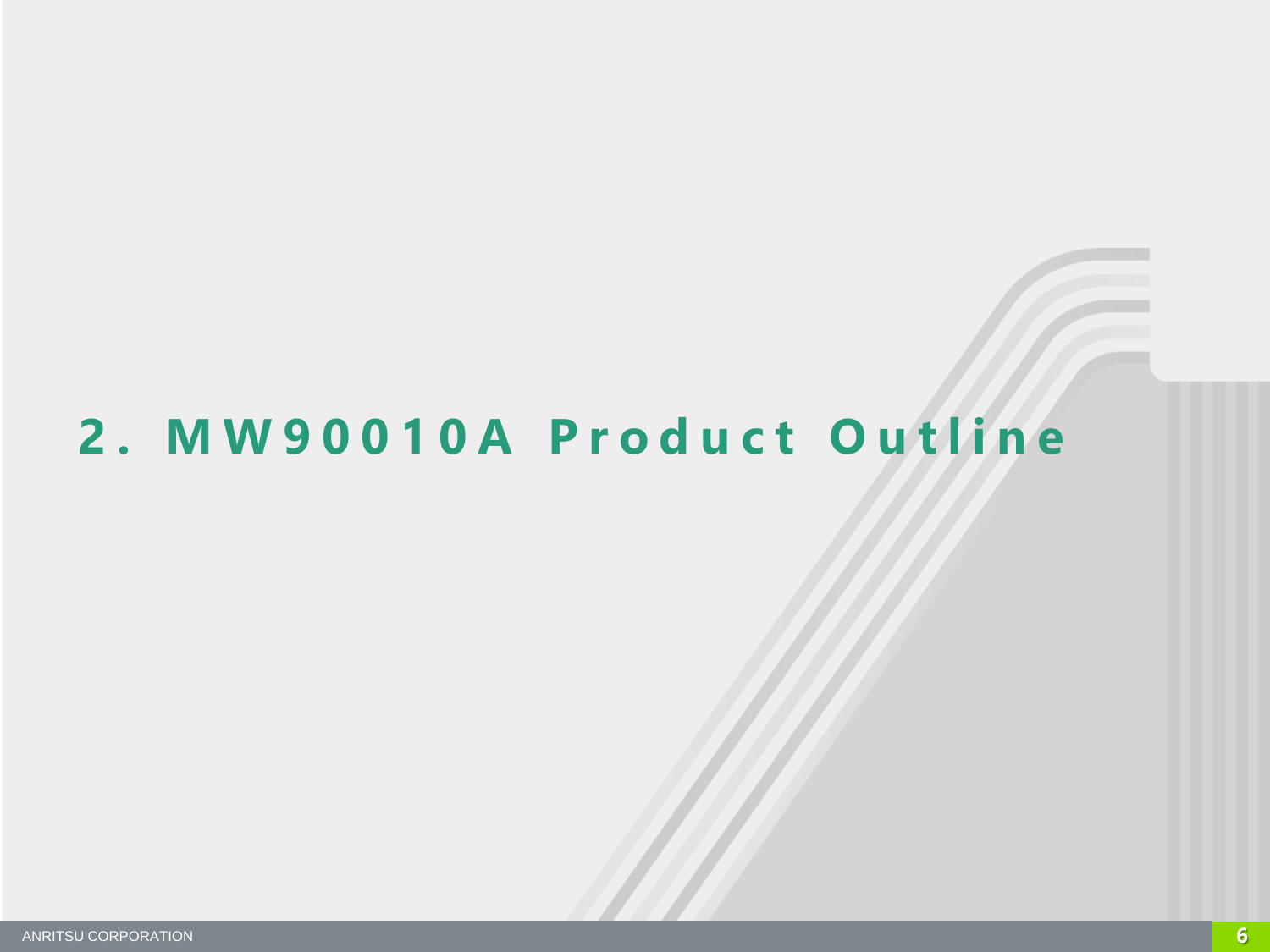# 2. MW90010A Product Outline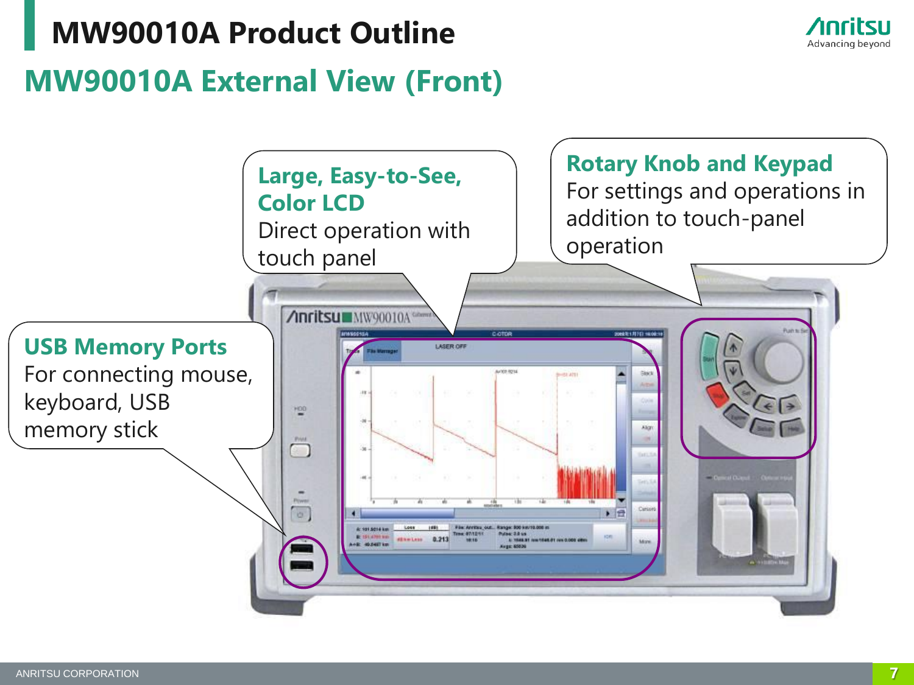# MW90010A Product Outline

## MW90010A External View (Front)

**Large, Easy-to-See, Color LCD**
Direct operation with touch panel

**Rotary Knob and Keypad**
For settings and operations in addition to touch-panel operation

**USB Memory Ports**
For connecting mouse, keyboard, USB memory stick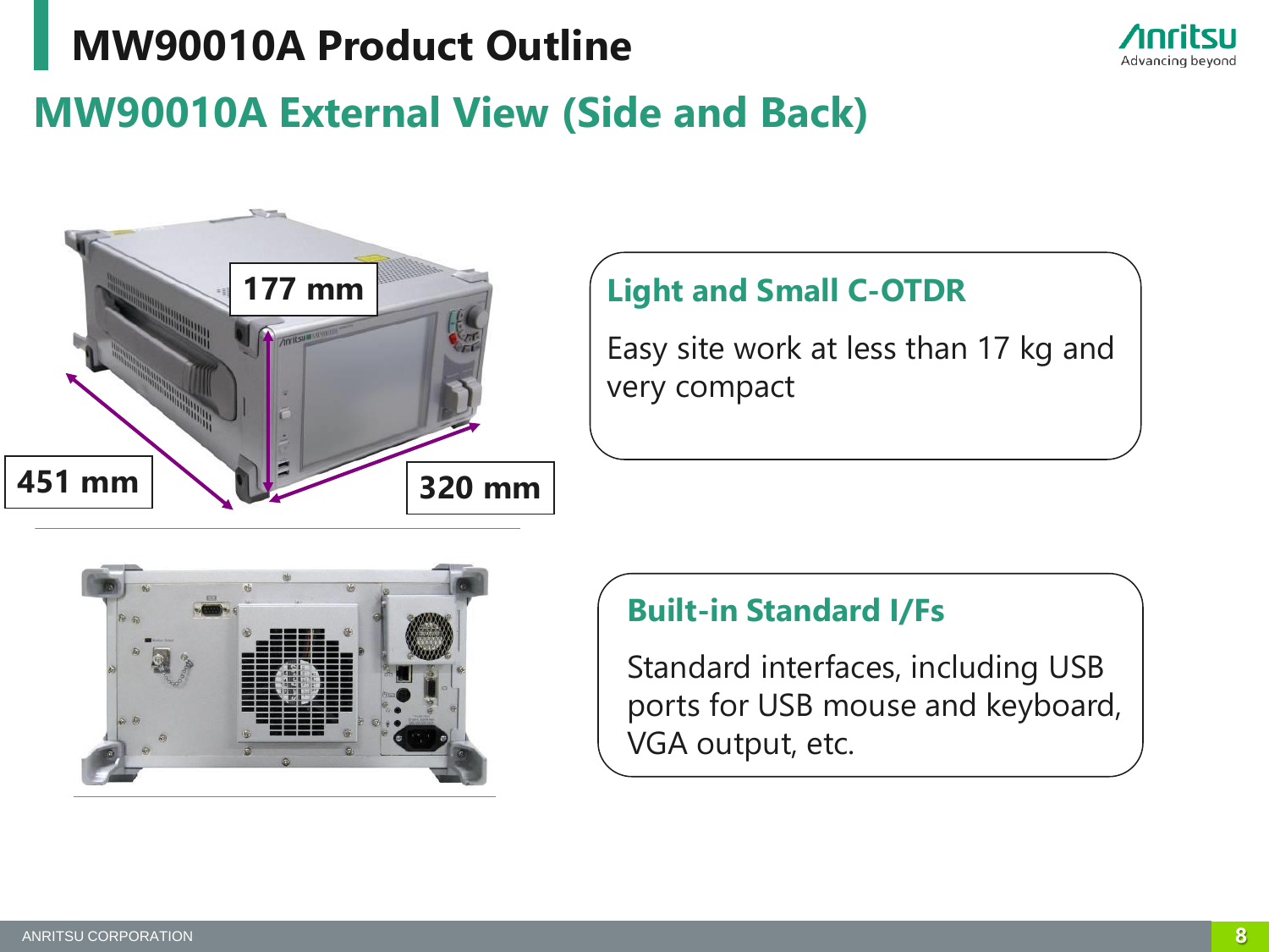# MW90010A Product Outline

## MW90010A External View (Side and Back)

177 mm

451 mm

320 mm

### Light and Small C-OTDR

Easy site work at less than 17 kg and very compact

### Built-in Standard I/Fs

Standard interfaces, including USB ports for USB mouse and keyboard, VGA output, etc.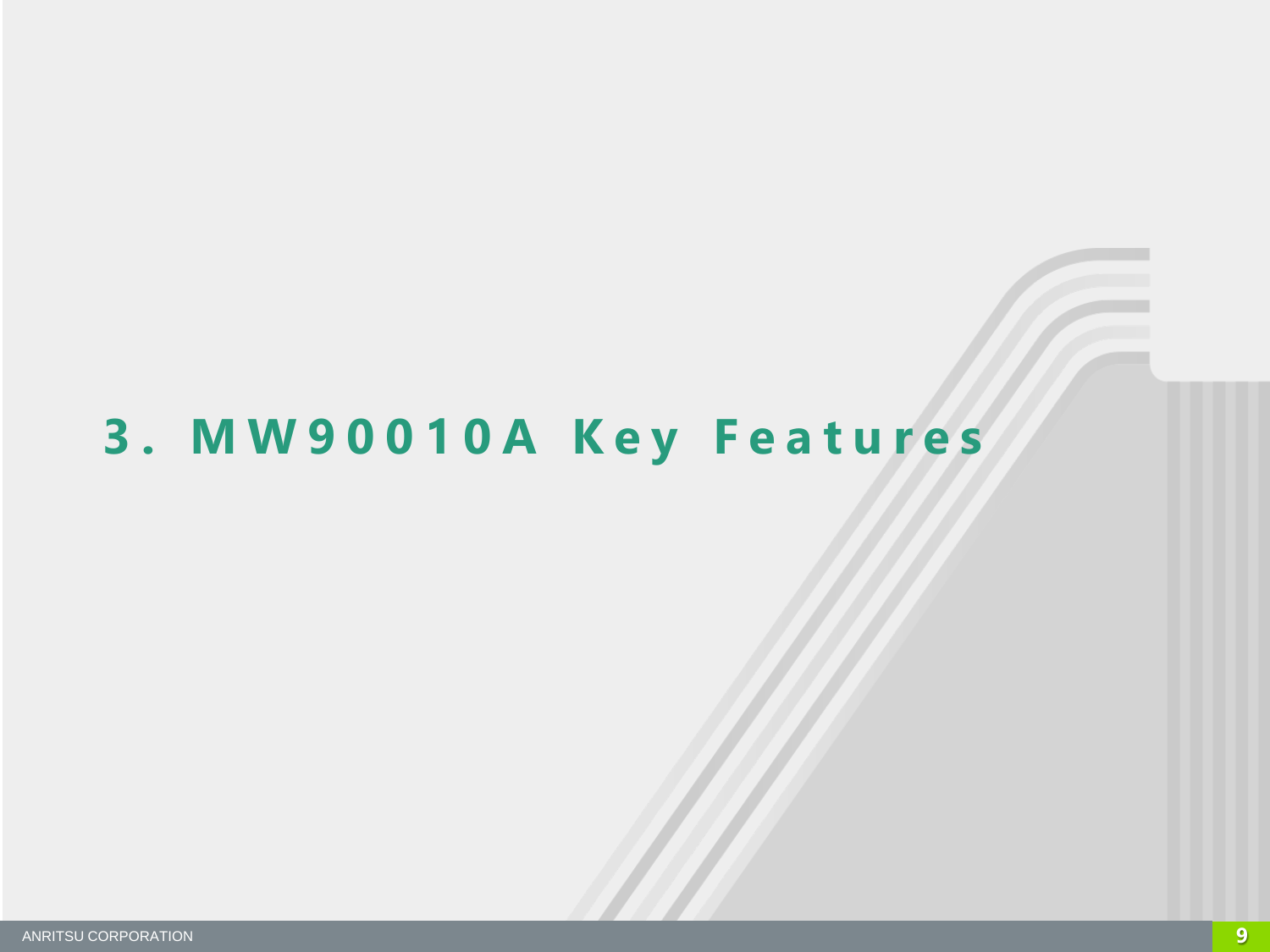# 3. MW90010A Key Features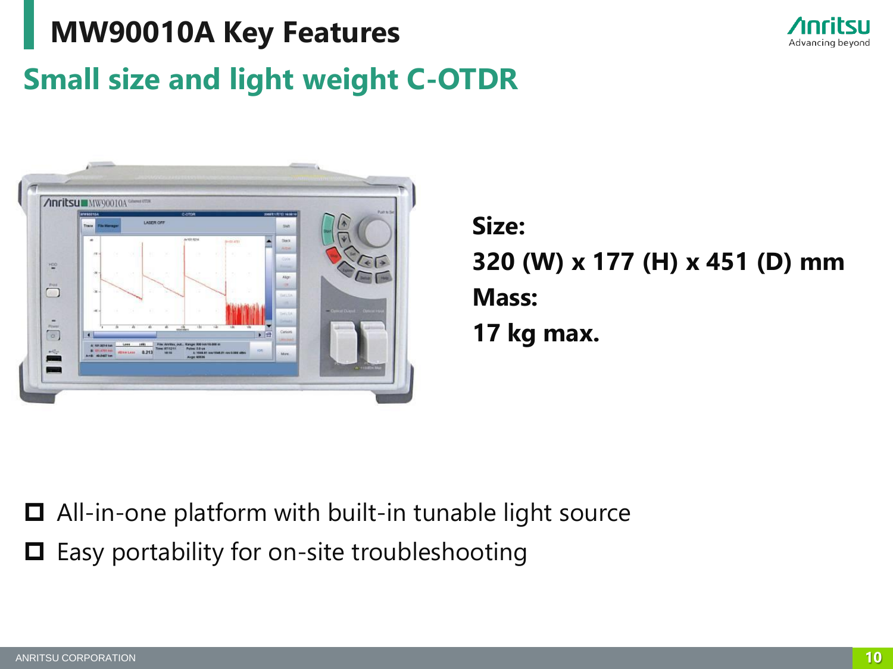# MW90010A Key Features

## Small size and light weight C-OTDR

**Size:**

**320 (W) x 177 (H) x 451 (D) mm**

**Mass:**

**17 kg max.**

- All-in-one platform with built-in tunable light source
- Easy portability for on-site troubleshooting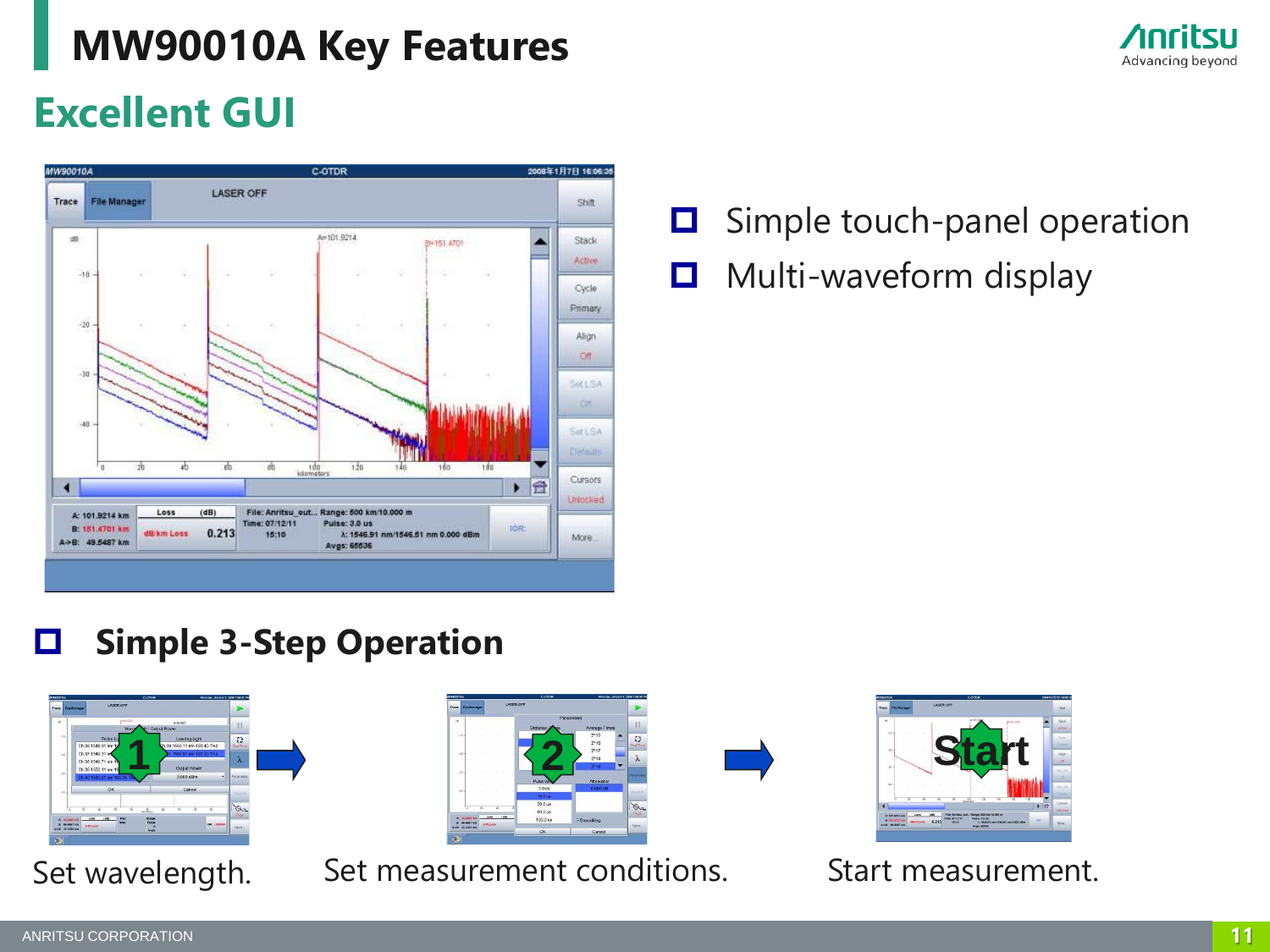# MW90010A Key Features

## Excellent GUI

- Simple touch-panel operation
- Multi-waveform display

### Simple 3-Step Operation

Set wavelength.

Set measurement conditions.

Start measurement.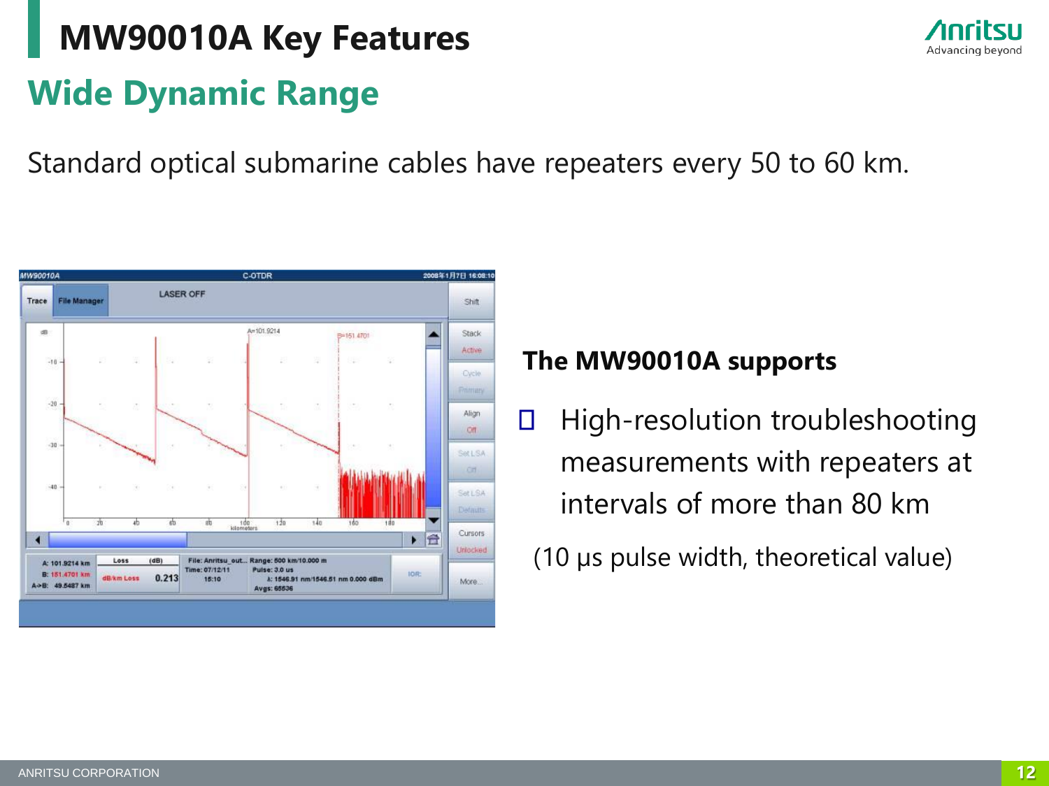# MW90010A Key Features

## Wide Dynamic Range

Standard optical submarine cables have repeaters every 50 to 60 km.

**The MW90010A supports**

- High-resolution troubleshooting measurements with repeaters at intervals of more than 80 km

(10 μs pulse width, theoretical value)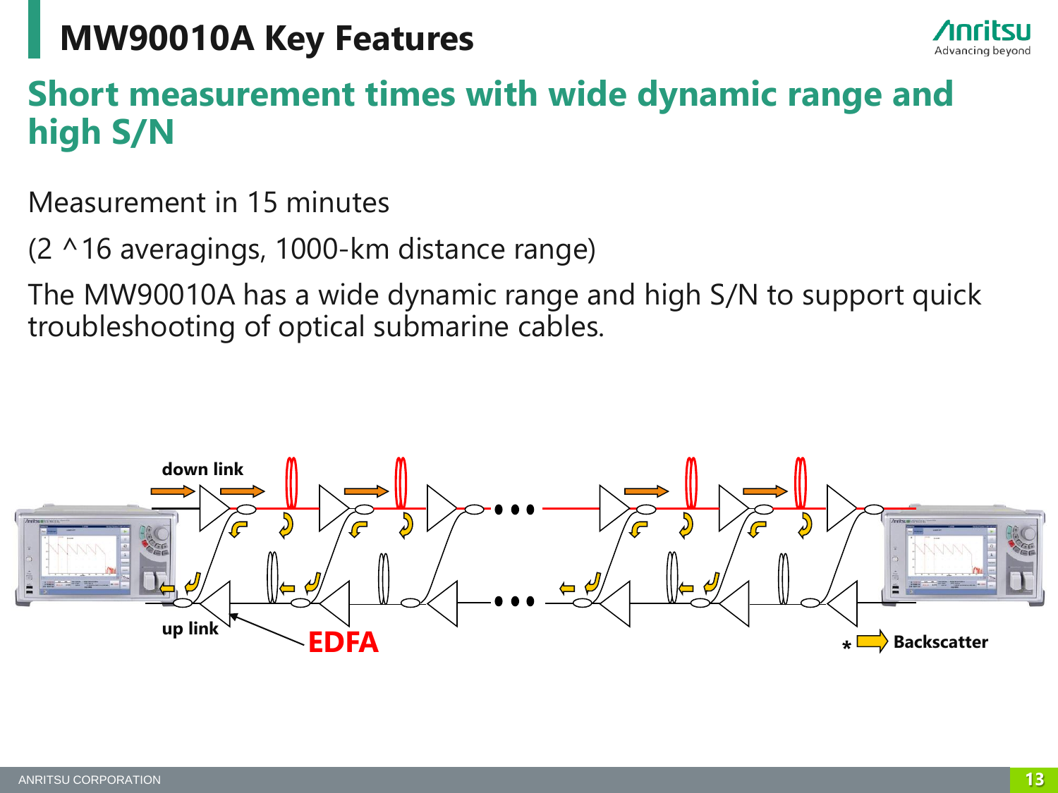# MW90010A Key Features

## Short measurement times with wide dynamic range and high S/N

Measurement in 15 minutes

(2 ^16 averagings, 1000-km distance range)

The MW90010A has a wide dynamic range and high S/N to support quick troubleshooting of optical submarine cables.

down link

up link

EDFA

* Backscatter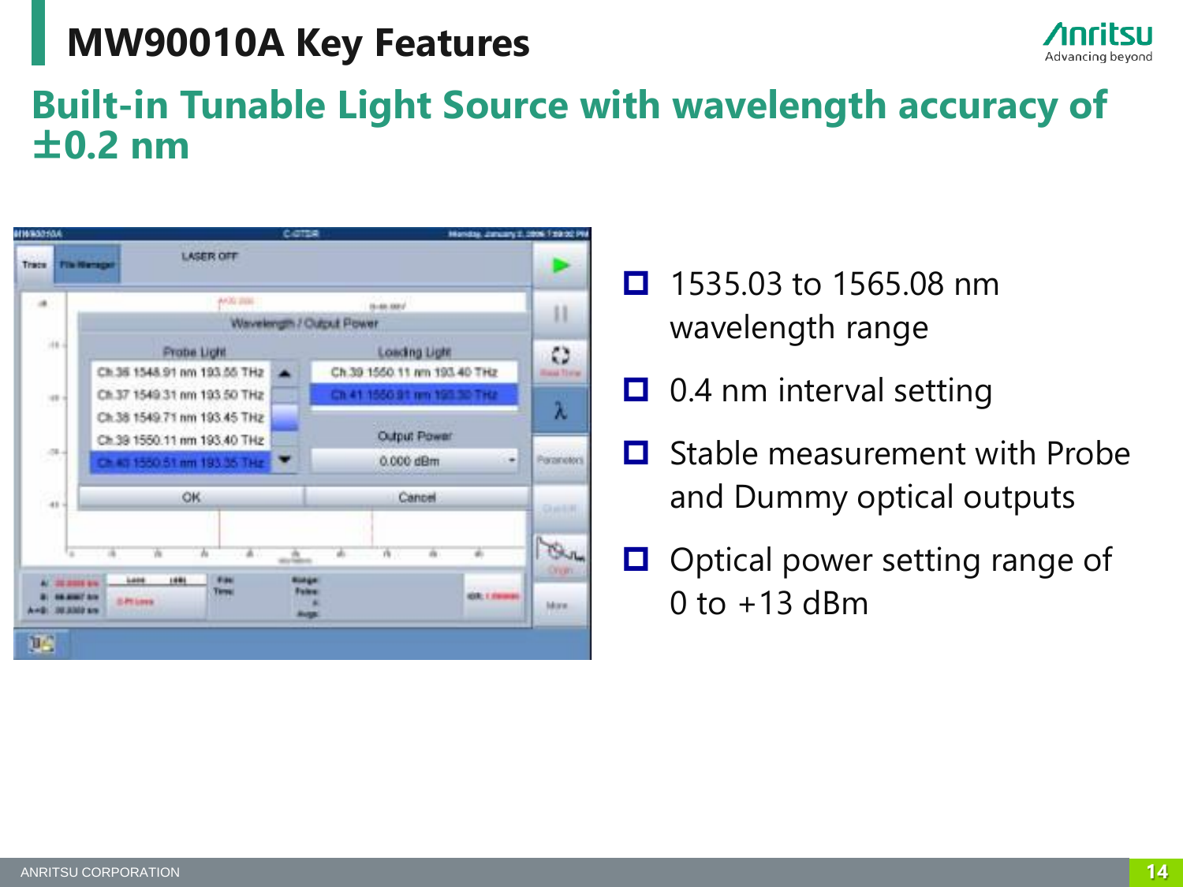# MW90010A Key Features

## Built-in Tunable Light Source with wavelength accuracy of ±0.2 nm

- 1535.03 to 1565.08 nm wavelength range
- 0.4 nm interval setting
- Stable measurement with Probe and Dummy optical outputs
- Optical power setting range of 0 to +13 dBm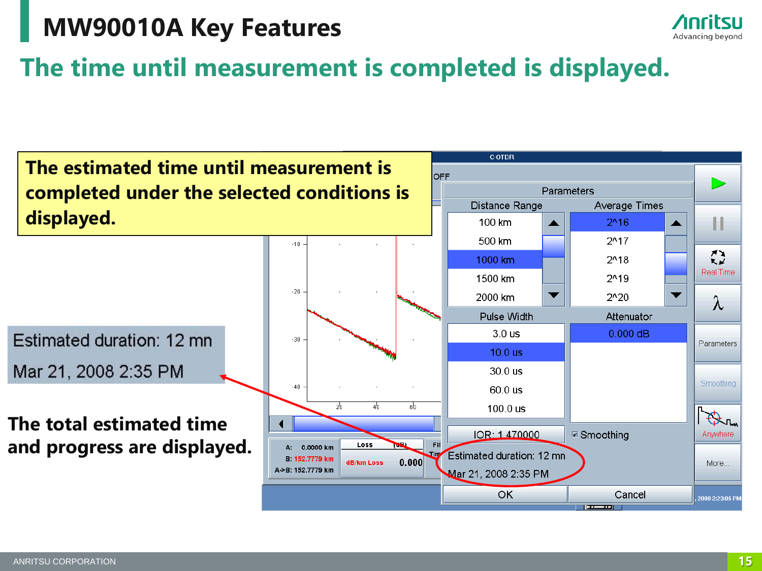# MW90010A Key Features

## The time until measurement is completed is displayed.

**The estimated time until measurement is completed under the selected conditions is displayed.**

Estimated duration: 12 mn

Mar 21, 2008 2:35 PM

**The total estimated time and progress are displayed.**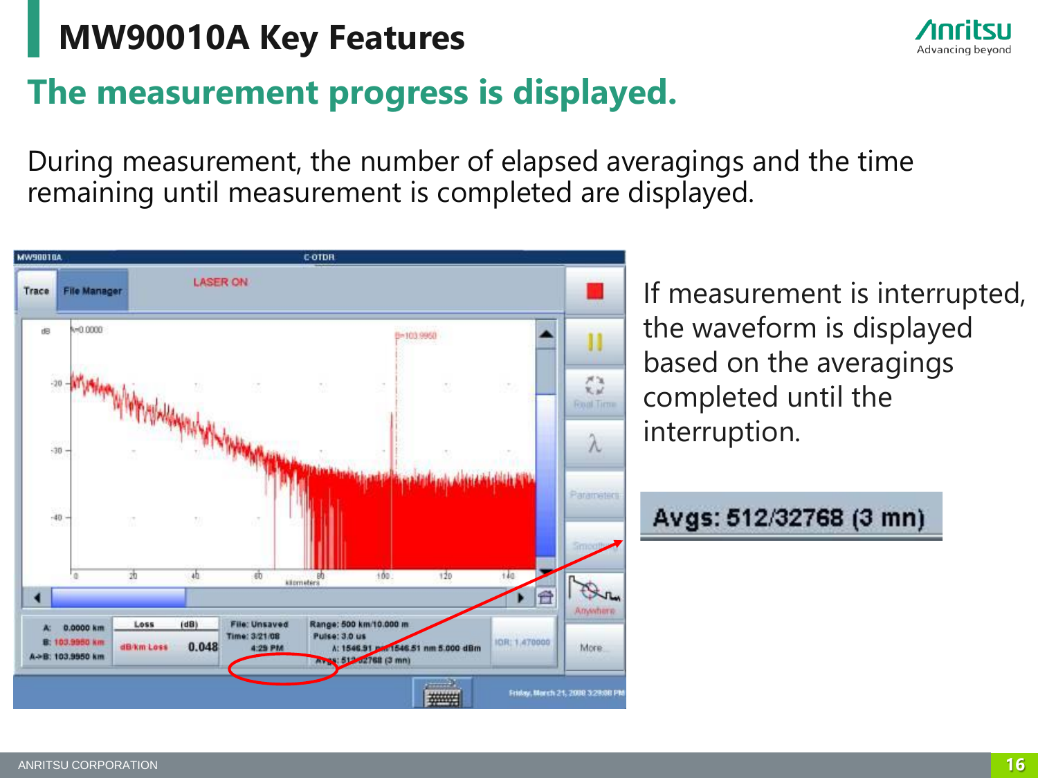# MW90010A Key Features

## The measurement progress is displayed.

During measurement, the number of elapsed averagings and the time remaining until measurement is completed are displayed.

If measurement is interrupted, the waveform is displayed based on the averagings completed until the interruption.

Avgs: 512/32768 (3 mn)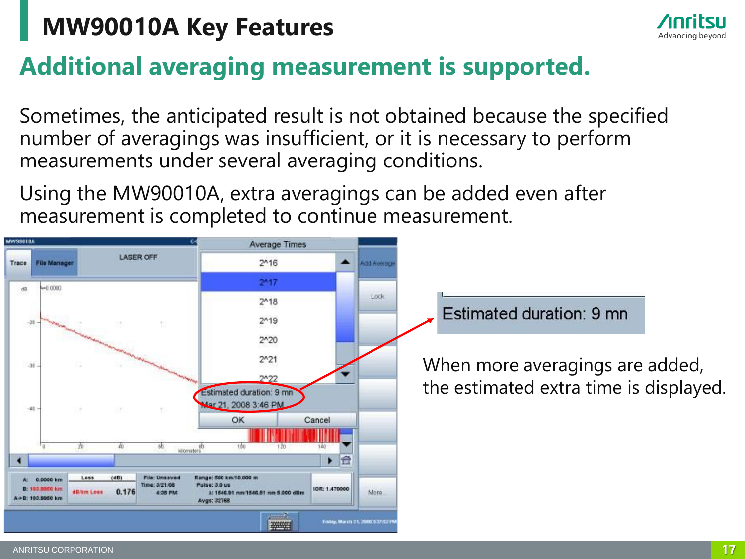# MW90010A Key Features

## Additional averaging measurement is supported.

Sometimes, the anticipated result is not obtained because the specified number of averagings was insufficient, or it is necessary to perform measurements under several averaging conditions.

Using the MW90010A, extra averagings can be added even after measurement is completed to continue measurement.

Estimated duration: 9 mn

When more averagings are added, the estimated extra time is displayed.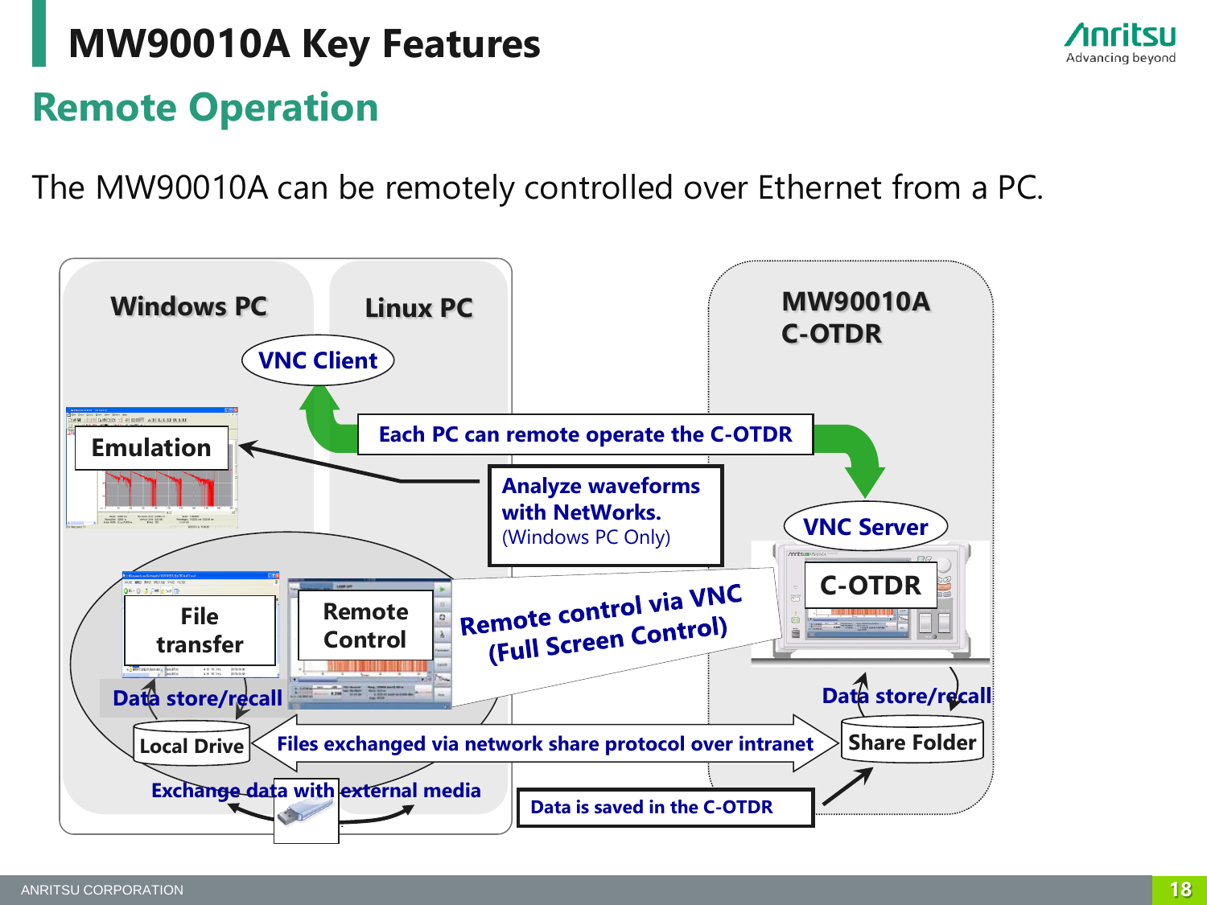# MW90010A Key Features

## Remote Operation

The MW90010A can be remotely controlled over Ethernet from a PC.

Windows PC

Linux PC

VNC Client

MW90010A C-OTDR

Each PC can remote operate the C-OTDR

Emulation

Analyze waveforms with NetWorks. (Windows PC Only)

VNC Server

C-OTDR

File transfer

Remote Control

Remote control via VNC (Full Screen Control)

Data store/recall

Data store/recall

Local Drive

Files exchanged via network share protocol over intranet

Share Folder

Exchange data with external media

Data is saved in the C-OTDR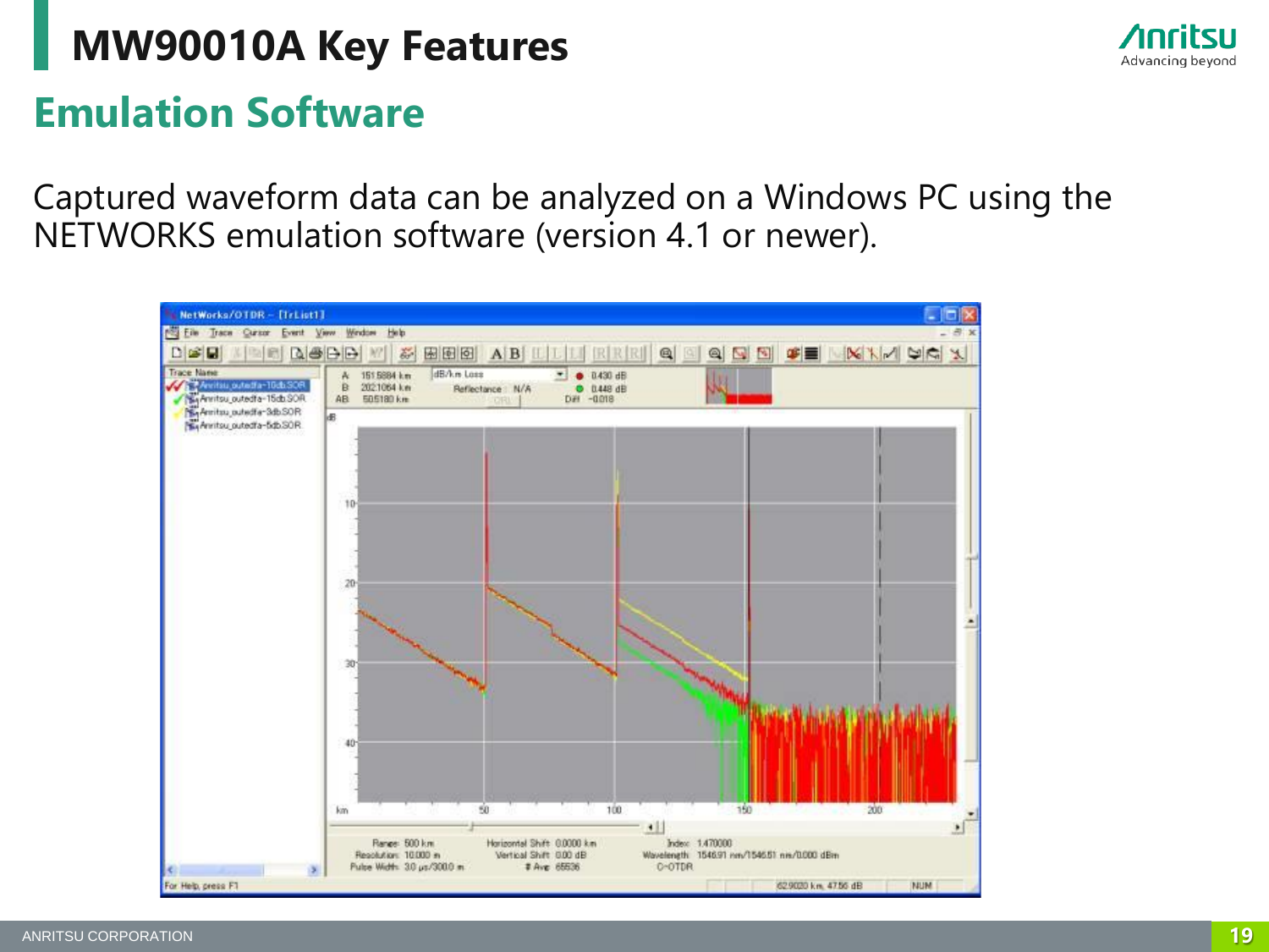# MW90010A Key Features

## Emulation Software

Captured waveform data can be analyzed on a Windows PC using the NETWORKS emulation software (version 4.1 or newer).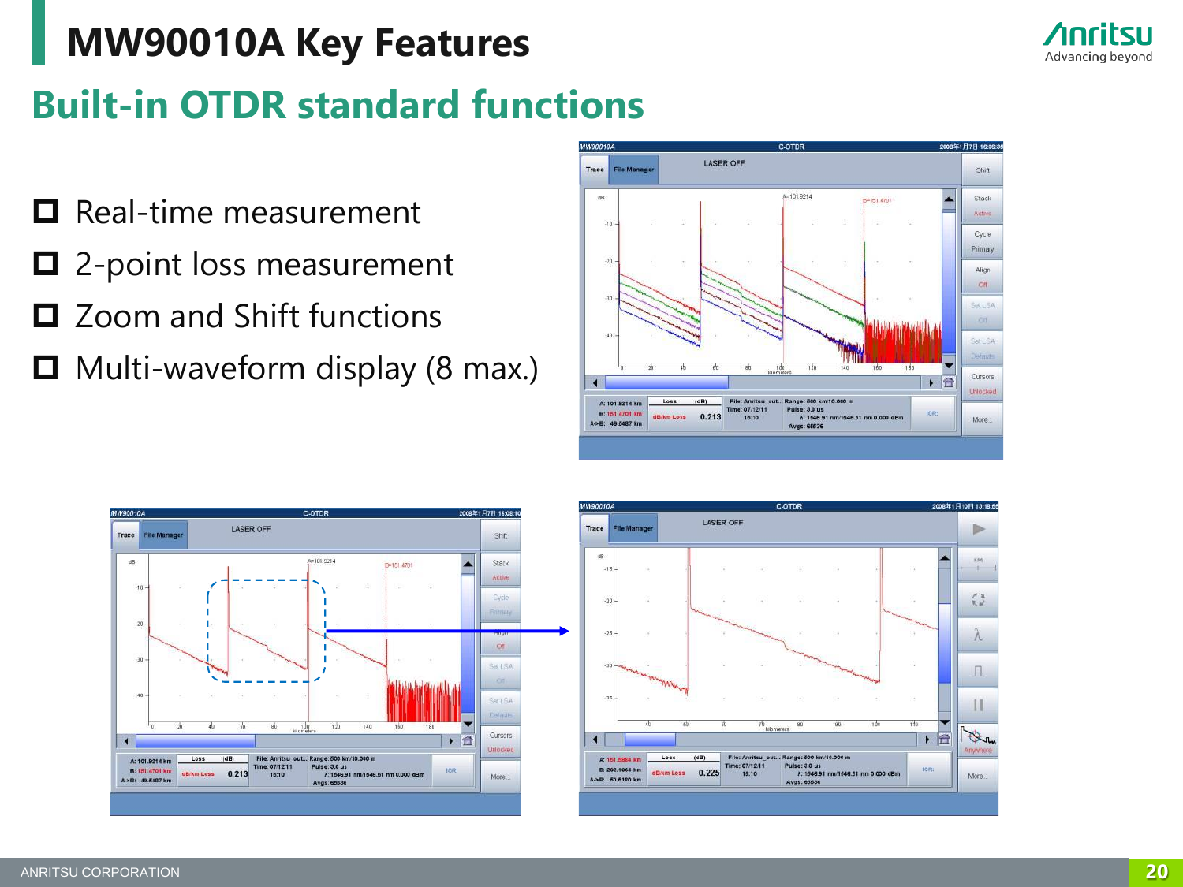# MW90010A Key Features

## Built-in OTDR standard functions

- Real-time measurement
- 2-point loss measurement
- Zoom and Shift functions
- Multi-waveform display (8 max.)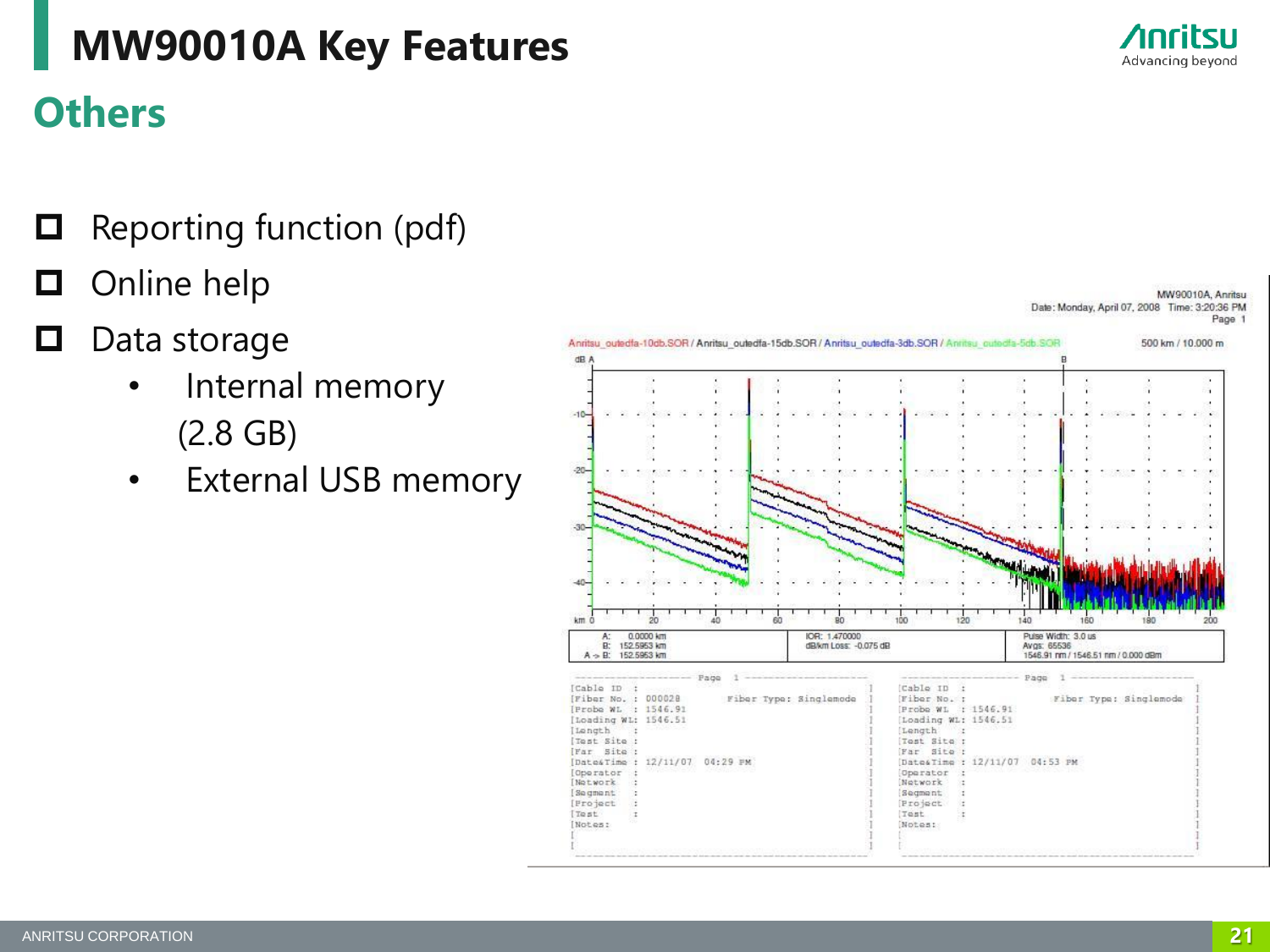# MW90010A Key Features

## Others

- Reporting function (pdf)
- Online help
- Data storage
  - Internal memory (2.8 GB)
  - External USB memory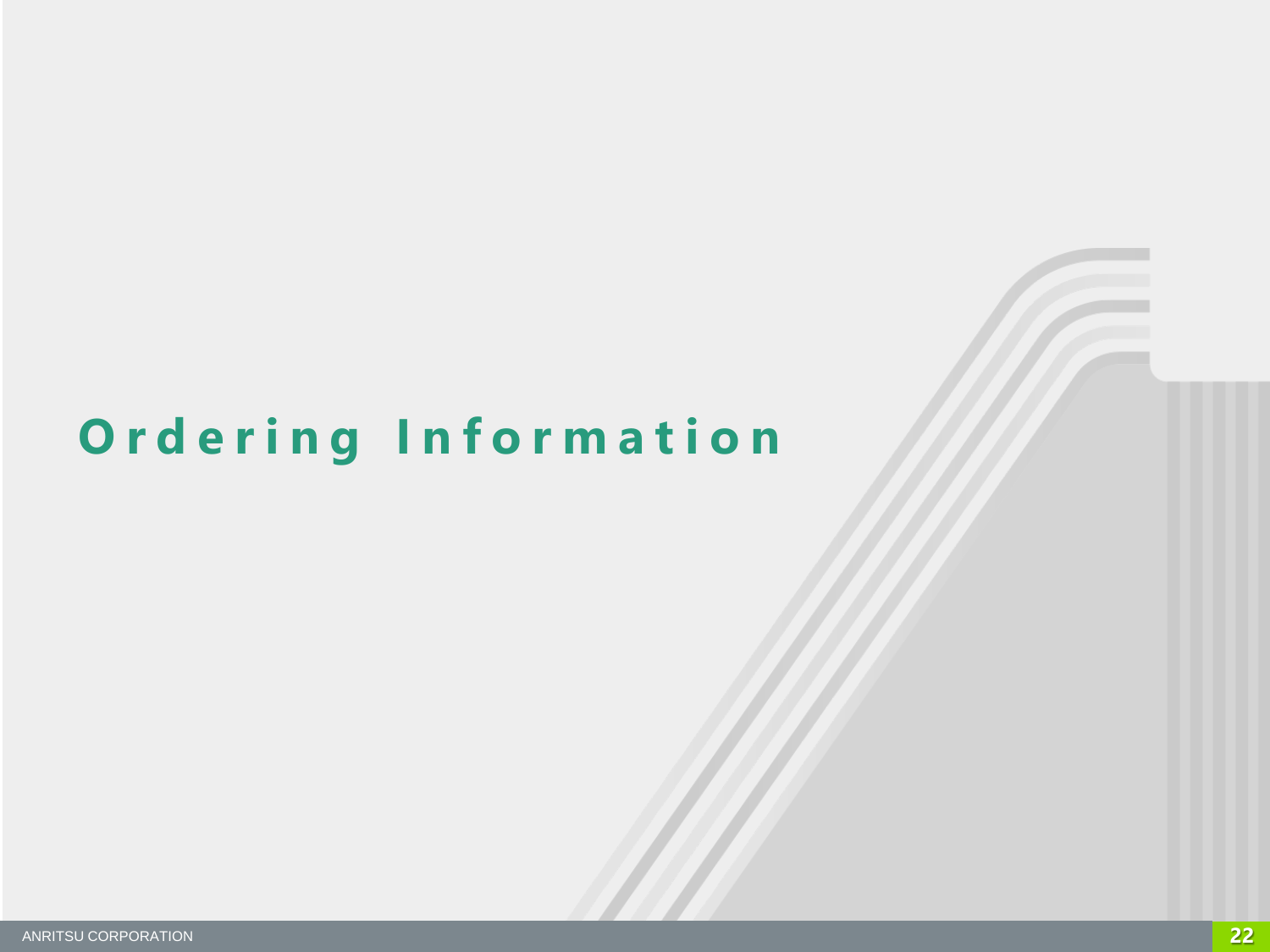# Ordering Information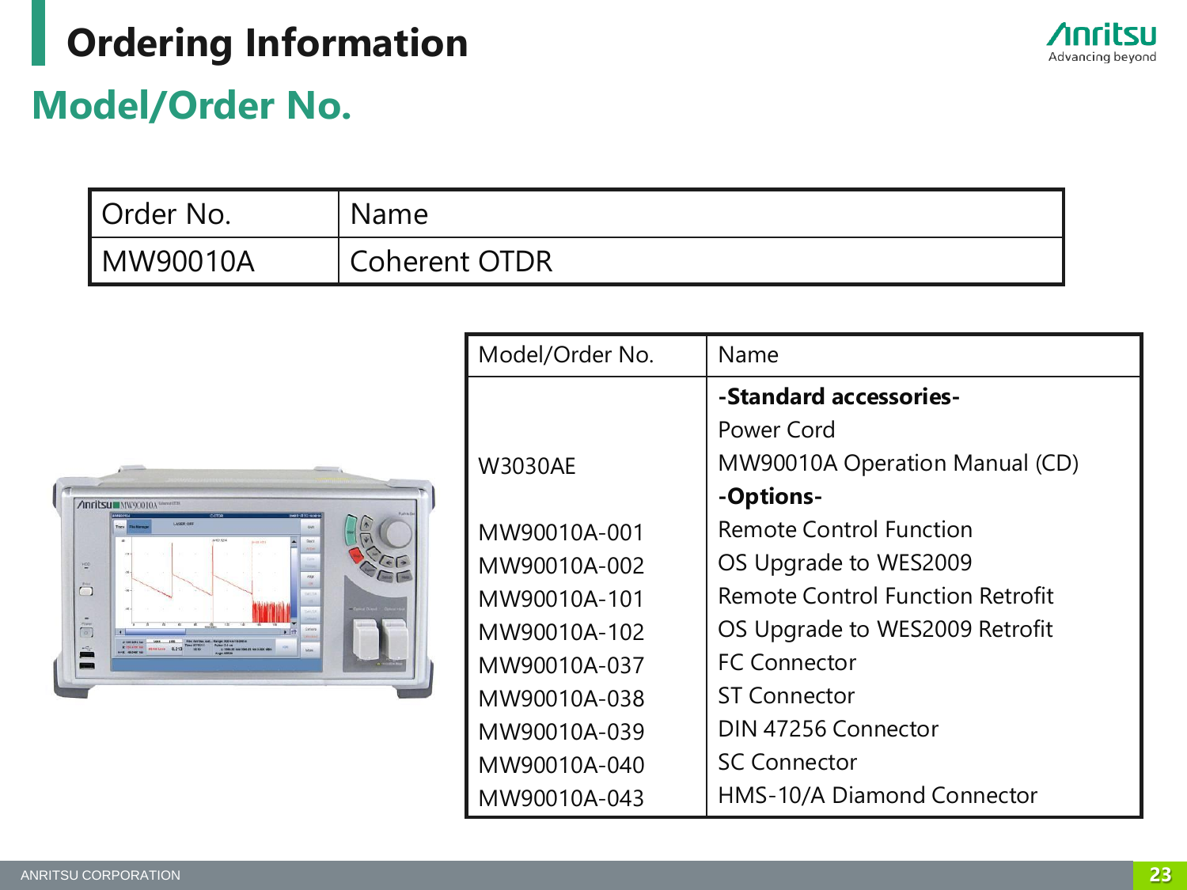# Ordering Information

## Model/Order No.

| Order No. | Name |
|---|---|
| MW90010A | Coherent OTDR |

| Model/Order No. | Name |
|---|---|
| | **-Standard accessories-** |
| | Power Cord |
| W3030AE | MW90010A Operation Manual (CD) |
| | **-Options-** |
| MW90010A-001 | Remote Control Function |
| MW90010A-002 | OS Upgrade to WES2009 |
| MW90010A-101 | Remote Control Function Retrofit |
| MW90010A-102 | OS Upgrade to WES2009 Retrofit |
| MW90010A-037 | FC Connector |
| MW90010A-038 | ST Connector |
| MW90010A-039 | DIN 47256 Connector |
| MW90010A-040 | SC Connector |
| MW90010A-043 | HMS-10/A Diamond Connector |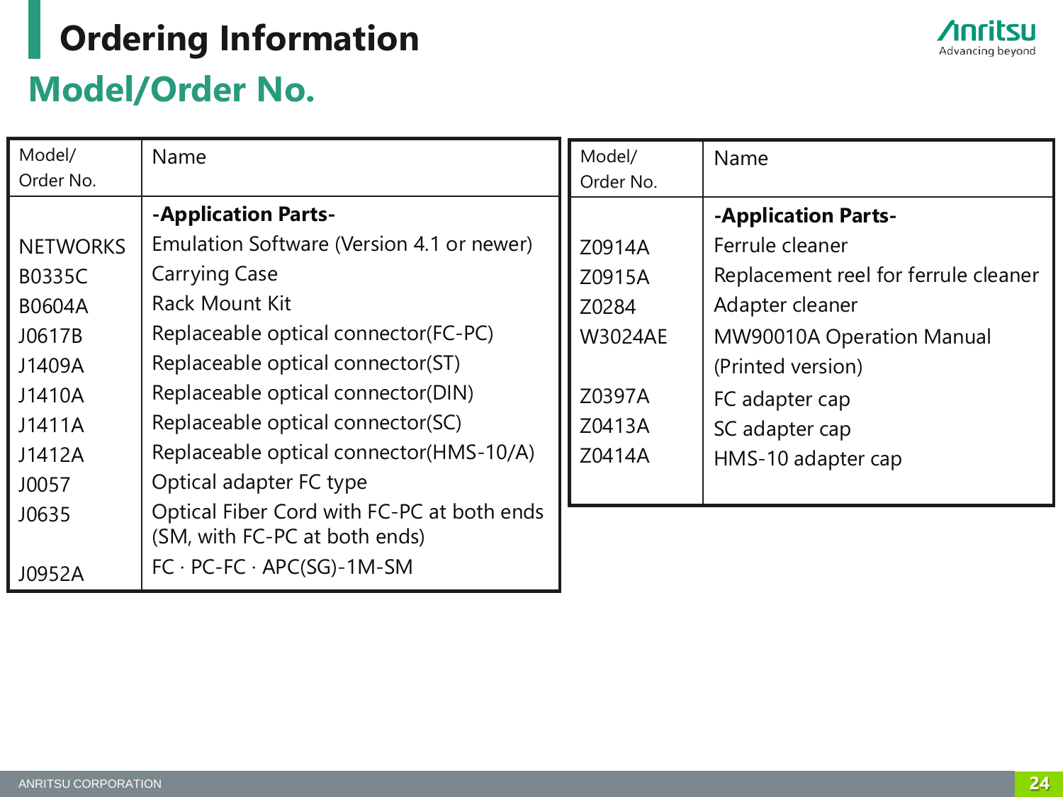# Ordering Information

## Model/Order No.

| Model/ Order No. | Name |
|---|---|
| | **-Application Parts-** |
| NETWORKS | Emulation Software (Version 4.1 or newer) |
| B0335C | Carrying Case |
| B0604A | Rack Mount Kit |
| J0617B | Replaceable optical connector(FC-PC) |
| J1409A | Replaceable optical connector(ST) |
| J1410A | Replaceable optical connector(DIN) |
| J1411A | Replaceable optical connector(SC) |
| J1412A | Replaceable optical connector(HMS-10/A) |
| J0057 | Optical adapter FC type |
| J0635 | Optical Fiber Cord with FC-PC at both ends (SM, with FC-PC at both ends) |
| J0952A | FC · PC-FC · APC(SG)-1M-SM |

| Model/ Order No. | Name |
|---|---|
| | **-Application Parts-** |
| Z0914A | Ferrule cleaner |
| Z0915A | Replacement reel for ferrule cleaner |
| Z0284 | Adapter cleaner |
| W3024AE | MW90010A Operation Manual (Printed version) |
| Z0397A | FC adapter cap |
| Z0413A | SC adapter cap |
| Z0414A | HMS-10 adapter cap |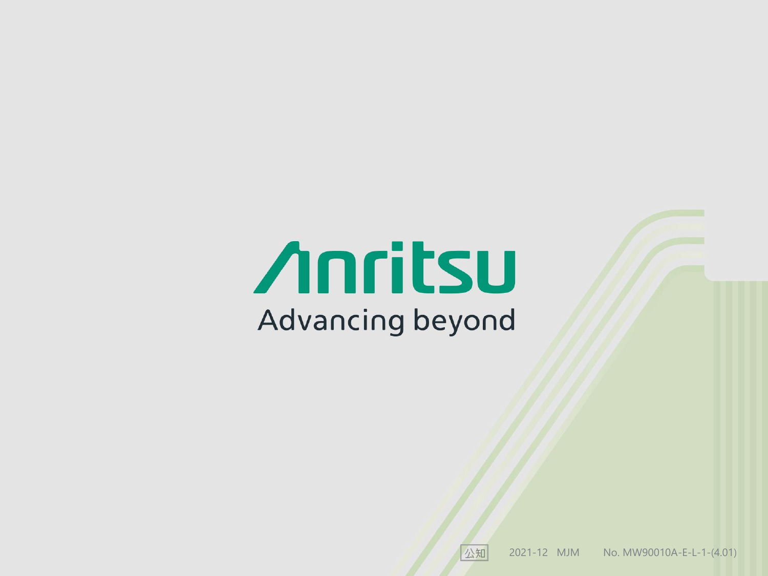Anritsu

Advancing beyond

公知 2021-12 MJM No. MW90010A-E-L-1-(4.01)